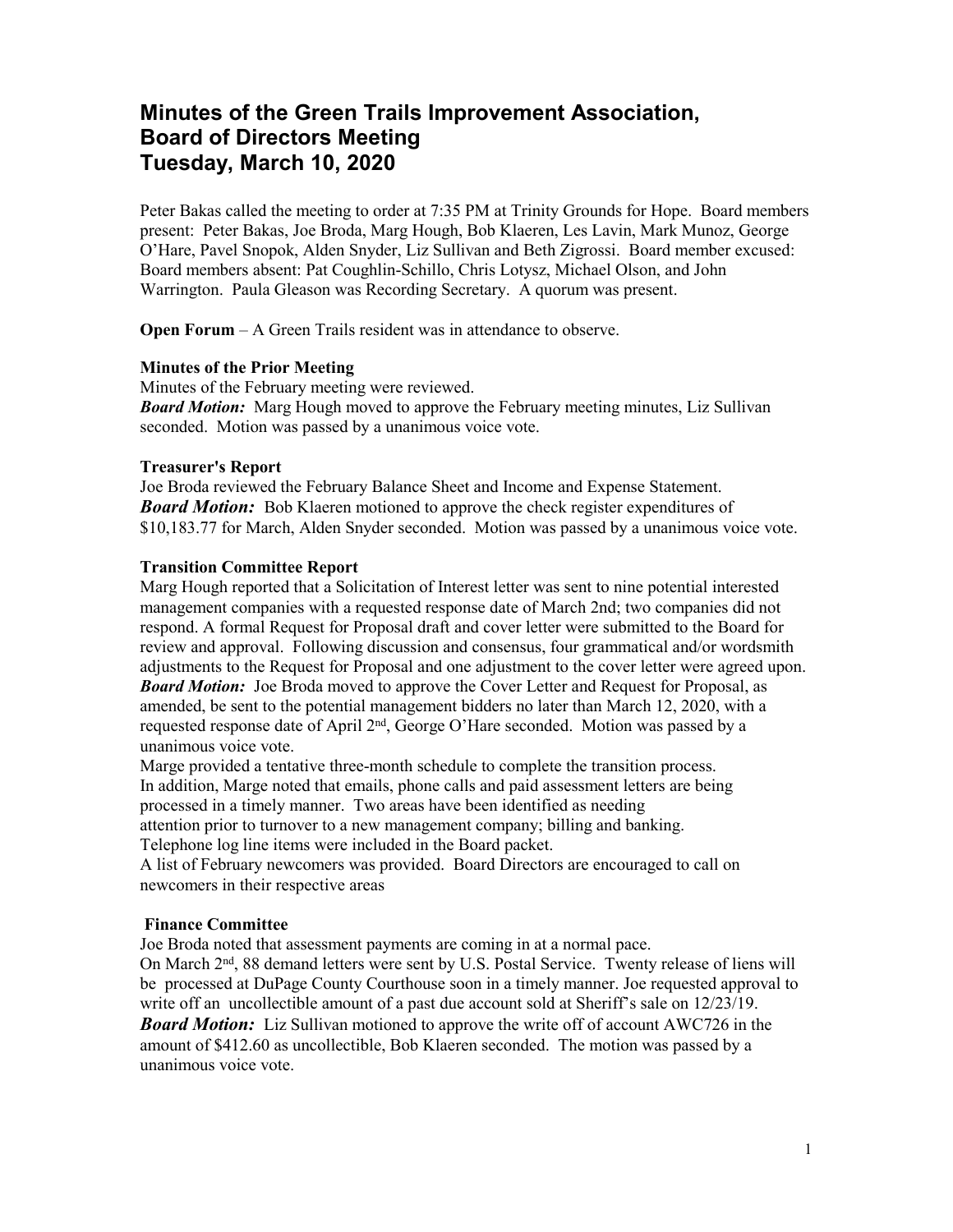# Minutes of the Green Trails Improvement Association, Board of Directors Meeting Tuesday, March 10, 2020

Peter Bakas called the meeting to order at 7:35 PM at Trinity Grounds for Hope. Board members present: Peter Bakas, Joe Broda, Marg Hough, Bob Klaeren, Les Lavin, Mark Munoz, George O'Hare, Pavel Snopok, Alden Snyder, Liz Sullivan and Beth Zigrossi. Board member excused: Board members absent: Pat Coughlin-Schillo, Chris Lotysz, Michael Olson, and John Warrington. Paula Gleason was Recording Secretary. A quorum was present.

**Open Forum** – A Green Trails resident was in attendance to observe.

**Minutes of the Prior Meeting**

Minutes of the February meeting were reviewed.

***Board Motion:*** Marg Hough moved to approve the February meeting minutes, Liz Sullivan seconded. Motion was passed by a unanimous voice vote.

**Treasurer's Report**

Joe Broda reviewed the February Balance Sheet and Income and Expense Statement.

***Board Motion:*** Bob Klaeren motioned to approve the check register expenditures of $10,183.77 for March, Alden Snyder seconded. Motion was passed by a unanimous voice vote.

**Transition Committee Report**

Marg Hough reported that a Solicitation of Interest letter was sent to nine potential interested management companies with a requested response date of March 2nd; two companies did not respond. A formal Request for Proposal draft and cover letter were submitted to the Board for review and approval. Following discussion and consensus, four grammatical and/or wordsmith adjustments to the Request for Proposal and one adjustment to the cover letter were agreed upon.

***Board Motion:*** Joe Broda moved to approve the Cover Letter and Request for Proposal, as amended, be sent to the potential management bidders no later than March 12, 2020, with a requested response date of April 2nd, George O'Hare seconded. Motion was passed by a unanimous voice vote.

Marge provided a tentative three-month schedule to complete the transition process.

In addition, Marge noted that emails, phone calls and paid assessment letters are being processed in a timely manner. Two areas have been identified as needing attention prior to turnover to a new management company; billing and banking.

Telephone log line items were included in the Board packet.

A list of February newcomers was provided. Board Directors are encouraged to call on newcomers in their respective areas

**Finance Committee**

Joe Broda noted that assessment payments are coming in at a normal pace.

On March 2nd, 88 demand letters were sent by U.S. Postal Service. Twenty release of liens will be processed at DuPage County Courthouse soon in a timely manner. Joe requested approval to write off an uncollectible amount of a past due account sold at Sheriff's sale on 12/23/19.

***Board Motion:*** Liz Sullivan motioned to approve the write off of account AWC726 in the amount of $412.60 as uncollectible, Bob Klaeren seconded. The motion was passed by a unanimous voice vote.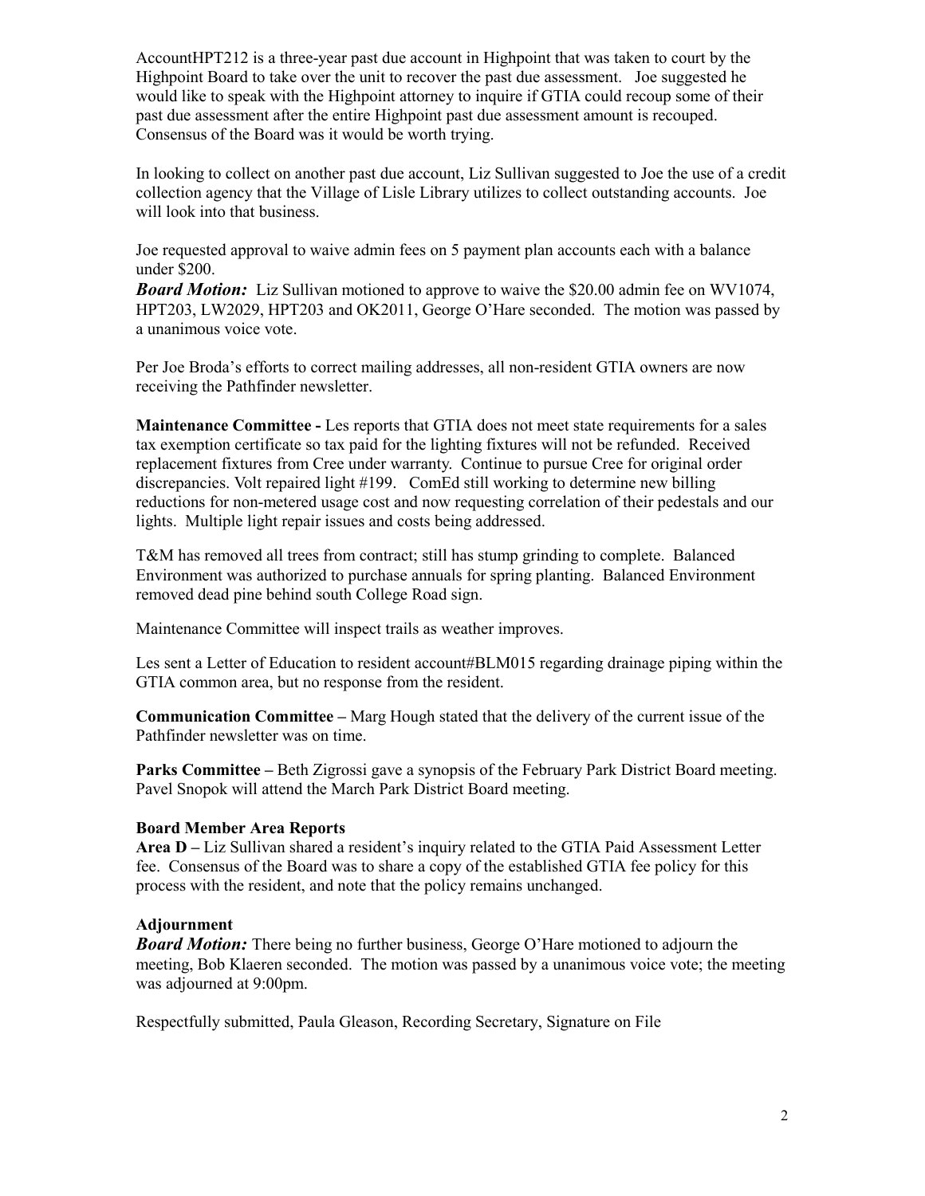AccountHPT212 is a three-year past due account in Highpoint that was taken to court by the Highpoint Board to take over the unit to recover the past due assessment. Joe suggested he would like to speak with the Highpoint attorney to inquire if GTIA could recoup some of their past due assessment after the entire Highpoint past due assessment amount is recouped. Consensus of the Board was it would be worth trying.

In looking to collect on another past due account, Liz Sullivan suggested to Joe the use of a credit collection agency that the Village of Lisle Library utilizes to collect outstanding accounts. Joe will look into that business.

Joe requested approval to waive admin fees on 5 payment plan accounts each with a balance under $200.

***Board Motion:*** Liz Sullivan motioned to approve to waive the $20.00 admin fee on WV1074, HPT203, LW2029, HPT203 and OK2011, George O'Hare seconded. The motion was passed by a unanimous voice vote.

Per Joe Broda's efforts to correct mailing addresses, all non-resident GTIA owners are now receiving the Pathfinder newsletter.

**Maintenance Committee -** Les reports that GTIA does not meet state requirements for a sales tax exemption certificate so tax paid for the lighting fixtures will not be refunded. Received replacement fixtures from Cree under warranty. Continue to pursue Cree for original order discrepancies. Volt repaired light #199. ComEd still working to determine new billing reductions for non-metered usage cost and now requesting correlation of their pedestals and our lights. Multiple light repair issues and costs being addressed.

T&M has removed all trees from contract; still has stump grinding to complete. Balanced Environment was authorized to purchase annuals for spring planting. Balanced Environment removed dead pine behind south College Road sign.

Maintenance Committee will inspect trails as weather improves.

Les sent a Letter of Education to resident account#BLM015 regarding drainage piping within the GTIA common area, but no response from the resident.

**Communication Committee –** Marg Hough stated that the delivery of the current issue of the Pathfinder newsletter was on time.

**Parks Committee –** Beth Zigrossi gave a synopsis of the February Park District Board meeting. Pavel Snopok will attend the March Park District Board meeting.

**Board Member Area Reports**

**Area D –** Liz Sullivan shared a resident's inquiry related to the GTIA Paid Assessment Letter fee. Consensus of the Board was to share a copy of the established GTIA fee policy for this process with the resident, and note that the policy remains unchanged.

**Adjournment**

***Board Motion:*** There being no further business, George O'Hare motioned to adjourn the meeting, Bob Klaeren seconded. The motion was passed by a unanimous voice vote; the meeting was adjourned at 9:00pm.

Respectfully submitted, Paula Gleason, Recording Secretary, Signature on File